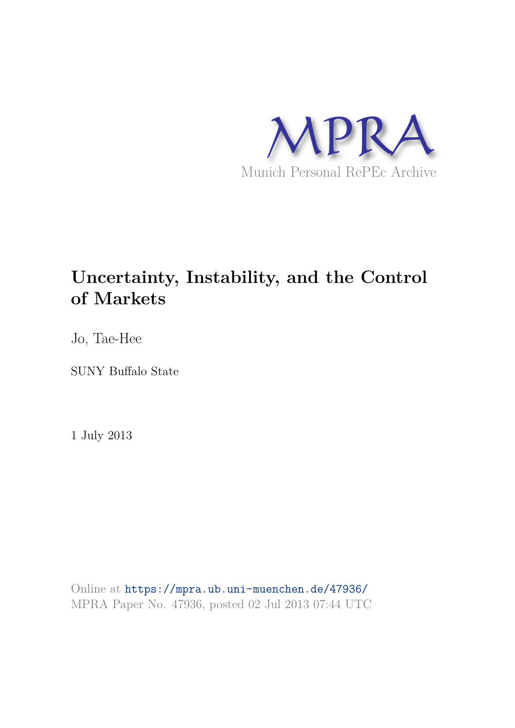Munich Personal RePEc Archive

# Uncertainty, Instability, and the Control of Markets

Jo, Tae-Hee

SUNY Buffalo State

1 July 2013

Online at https://mpra.ub.uni-muenchen.de/47936/
MPRA Paper No. 47936, posted 02 Jul 2013 07:44 UTC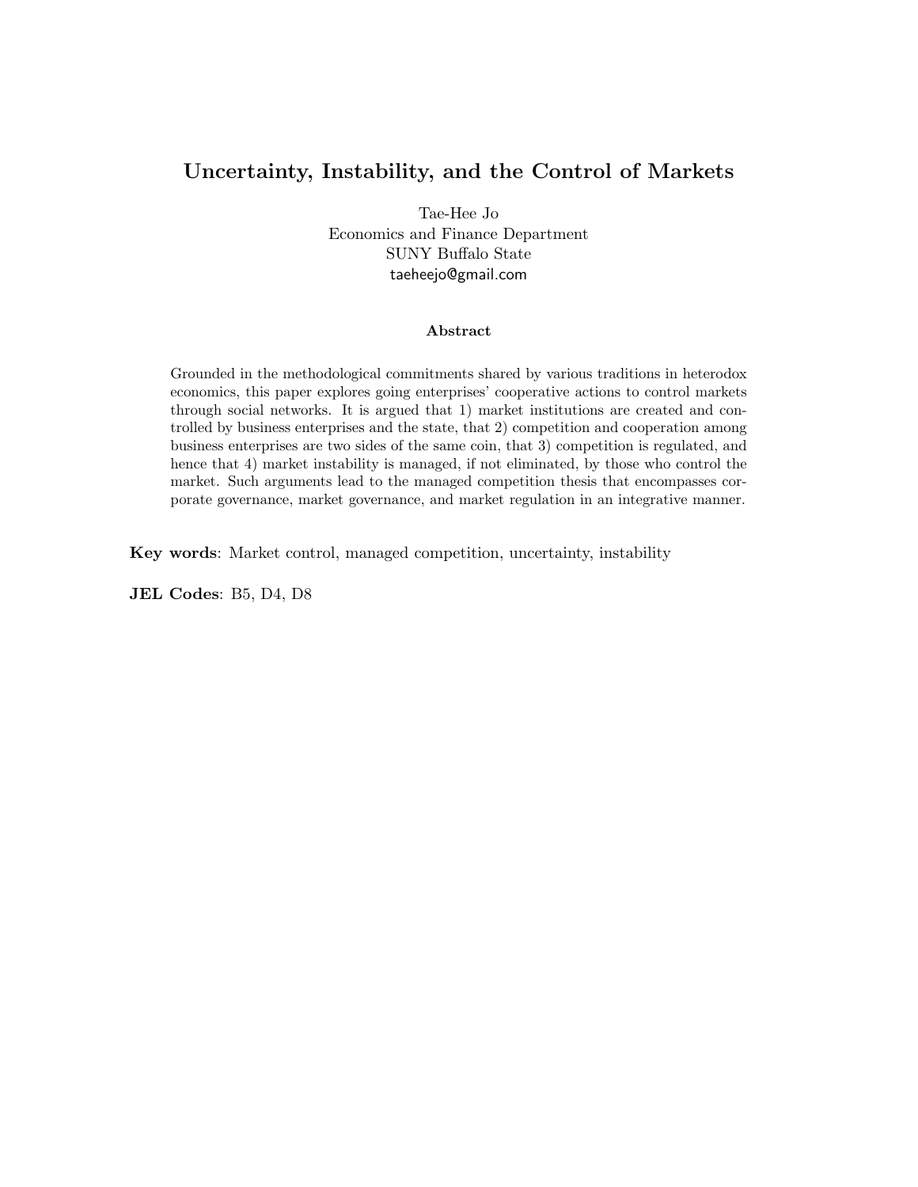# Uncertainty, Instability, and the Control of Markets

Tae-Hee Jo
Economics and Finance Department
SUNY Buffalo State
taeheejo@gmail.com

### Abstract

Grounded in the methodological commitments shared by various traditions in heterodox economics, this paper explores going enterprises' cooperative actions to control markets through social networks. It is argued that 1) market institutions are created and controlled by business enterprises and the state, that 2) competition and cooperation among business enterprises are two sides of the same coin, that 3) competition is regulated, and hence that 4) market instability is managed, if not eliminated, by those who control the market. Such arguments lead to the managed competition thesis that encompasses corporate governance, market governance, and market regulation in an integrative manner.

**Key words**: Market control, managed competition, uncertainty, instability

**JEL Codes**: B5, D4, D8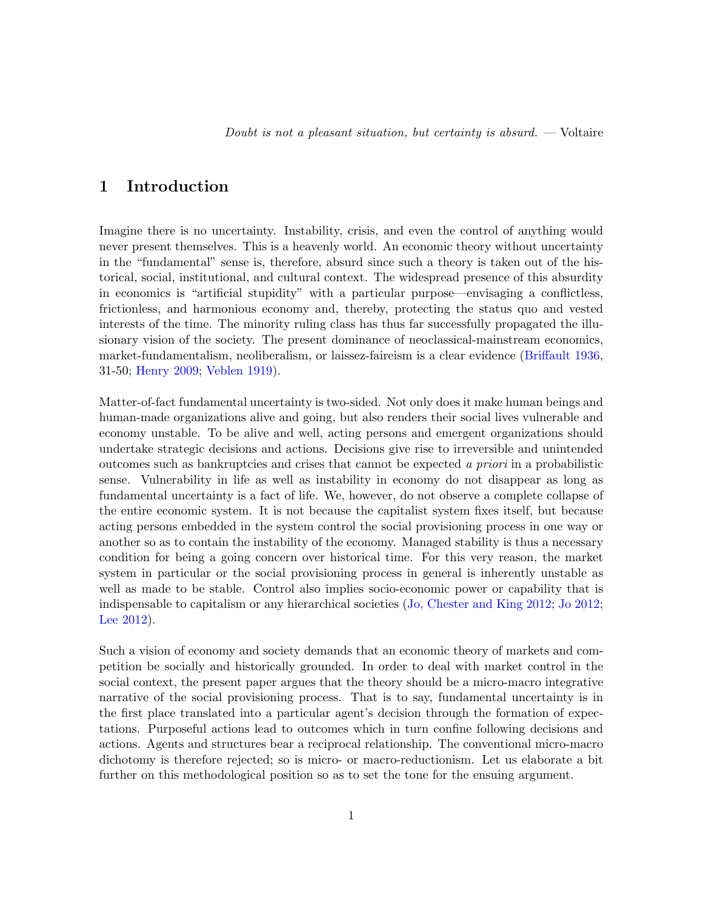*Doubt is not a pleasant situation, but certainty is absurd.* — Voltaire

## 1 Introduction

Imagine there is no uncertainty. Instability, crisis, and even the control of anything would never present themselves. This is a heavenly world. An economic theory without uncertainty in the "fundamental" sense is, therefore, absurd since such a theory is taken out of the historical, social, institutional, and cultural context. The widespread presence of this absurdity in economics is "artificial stupidity" with a particular purpose—envisaging a conflictless, frictionless, and harmonious economy and, thereby, protecting the status quo and vested interests of the time. The minority ruling class has thus far successfully propagated the illusionary vision of the society. The present dominance of neoclassical-mainstream economics, market-fundamentalism, neoliberalism, or laissez-faireism is a clear evidence (Briffault 1936, 31-50; Henry 2009; Veblen 1919).

Matter-of-fact fundamental uncertainty is two-sided. Not only does it make human beings and human-made organizations alive and going, but also renders their social lives vulnerable and economy unstable. To be alive and well, acting persons and emergent organizations should undertake strategic decisions and actions. Decisions give rise to irreversible and unintended outcomes such as bankruptcies and crises that cannot be expected *a priori* in a probabilistic sense. Vulnerability in life as well as instability in economy do not disappear as long as fundamental uncertainty is a fact of life. We, however, do not observe a complete collapse of the entire economic system. It is not because the capitalist system fixes itself, but because acting persons embedded in the system control the social provisioning process in one way or another so as to contain the instability of the economy. Managed stability is thus a necessary condition for being a going concern over historical time. For this very reason, the market system in particular or the social provisioning process in general is inherently unstable as well as made to be stable. Control also implies socio-economic power or capability that is indispensable to capitalism or any hierarchical societies (Jo, Chester and King 2012; Jo 2012; Lee 2012).

Such a vision of economy and society demands that an economic theory of markets and competition be socially and historically grounded. In order to deal with market control in the social context, the present paper argues that the theory should be a micro-macro integrative narrative of the social provisioning process. That is to say, fundamental uncertainty is in the first place translated into a particular agent's decision through the formation of expectations. Purposeful actions lead to outcomes which in turn confine following decisions and actions. Agents and structures bear a reciprocal relationship. The conventional micro-macro dichotomy is therefore rejected; so is micro- or macro-reductionism. Let us elaborate a bit further on this methodological position so as to set the tone for the ensuing argument.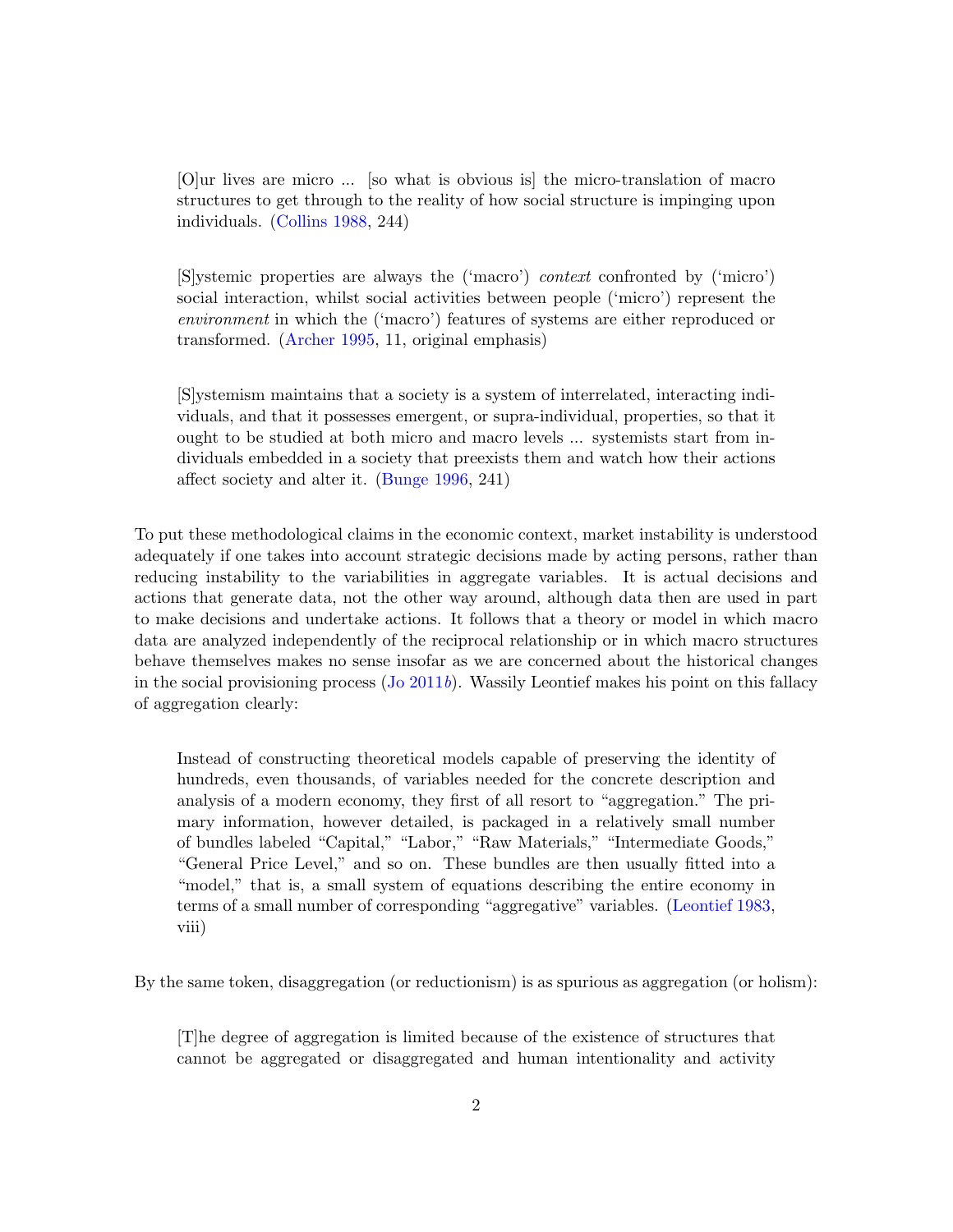> [O]ur lives are micro ... [so what is obvious is] the micro-translation of macro structures to get through to the reality of how social structure is impinging upon individuals. (Collins 1988, 244)

> [S]ystemic properties are always the ('macro') *context* confronted by ('micro') social interaction, whilst social activities between people ('micro') represent the *environment* in which the ('macro') features of systems are either reproduced or transformed. (Archer 1995, 11, original emphasis)

> [S]ystemism maintains that a society is a system of interrelated, interacting individuals, and that it possesses emergent, or supra-individual, properties, so that it ought to be studied at both micro and macro levels ... systemists start from individuals embedded in a society that preexists them and watch how their actions affect society and alter it. (Bunge 1996, 241)

To put these methodological claims in the economic context, market instability is understood adequately if one takes into account strategic decisions made by acting persons, rather than reducing instability to the variabilities in aggregate variables. It is actual decisions and actions that generate data, not the other way around, although data then are used in part to make decisions and undertake actions. It follows that a theory or model in which macro data are analyzed independently of the reciprocal relationship or in which macro structures behave themselves makes no sense insofar as we are concerned about the historical changes in the social provisioning process (Jo 2011*b*). Wassily Leontief makes his point on this fallacy of aggregation clearly:

> Instead of constructing theoretical models capable of preserving the identity of hundreds, even thousands, of variables needed for the concrete description and analysis of a modern economy, they first of all resort to "aggregation." The primary information, however detailed, is packaged in a relatively small number of bundles labeled "Capital," "Labor," "Raw Materials," "Intermediate Goods," "General Price Level," and so on. These bundles are then usually fitted into a "model," that is, a small system of equations describing the entire economy in terms of a small number of corresponding "aggregative" variables. (Leontief 1983, viii)

By the same token, disaggregation (or reductionism) is as spurious as aggregation (or holism):

> [T]he degree of aggregation is limited because of the existence of structures that cannot be aggregated or disaggregated and human intentionality and activity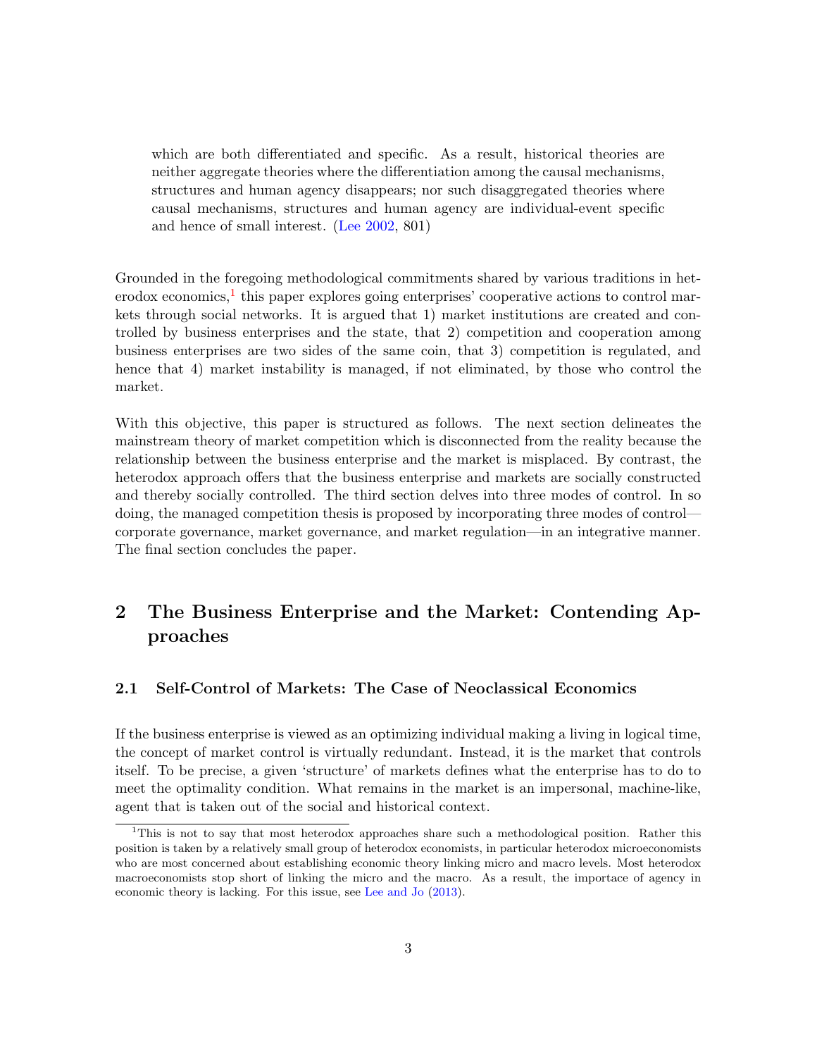> which are both differentiated and specific. As a result, historical theories are neither aggregate theories where the differentiation among the causal mechanisms, structures and human agency disappears; nor such disaggregated theories where causal mechanisms, structures and human agency are individual-event specific and hence of small interest. (Lee 2002, 801)

Grounded in the foregoing methodological commitments shared by various traditions in heterodox economics,[1] this paper explores going enterprises' cooperative actions to control markets through social networks. It is argued that 1) market institutions are created and controlled by business enterprises and the state, that 2) competition and cooperation among business enterprises are two sides of the same coin, that 3) competition is regulated, and hence that 4) market instability is managed, if not eliminated, by those who control the market.

With this objective, this paper is structured as follows. The next section delineates the mainstream theory of market competition which is disconnected from the reality because the relationship between the business enterprise and the market is misplaced. By contrast, the heterodox approach offers that the business enterprise and markets are socially constructed and thereby socially controlled. The third section delves into three modes of control. In so doing, the managed competition thesis is proposed by incorporating three modes of control—corporate governance, market governance, and market regulation—in an integrative manner. The final section concludes the paper.

## 2 The Business Enterprise and the Market: Contending Approaches

### 2.1 Self-Control of Markets: The Case of Neoclassical Economics

If the business enterprise is viewed as an optimizing individual making a living in logical time, the concept of market control is virtually redundant. Instead, it is the market that controls itself. To be precise, a given 'structure' of markets defines what the enterprise has to do to meet the optimality condition. What remains in the market is an impersonal, machine-like, agent that is taken out of the social and historical context.

---

[1] This is not to say that most heterodox approaches share such a methodological position. Rather this position is taken by a relatively small group of heterodox economists, in particular heterodox microeconomists who are most concerned about establishing economic theory linking micro and macro levels. Most heterodox macroeconomists stop short of linking the micro and the macro. As a result, the importace of agency in economic theory is lacking. For this issue, see Lee and Jo (2013).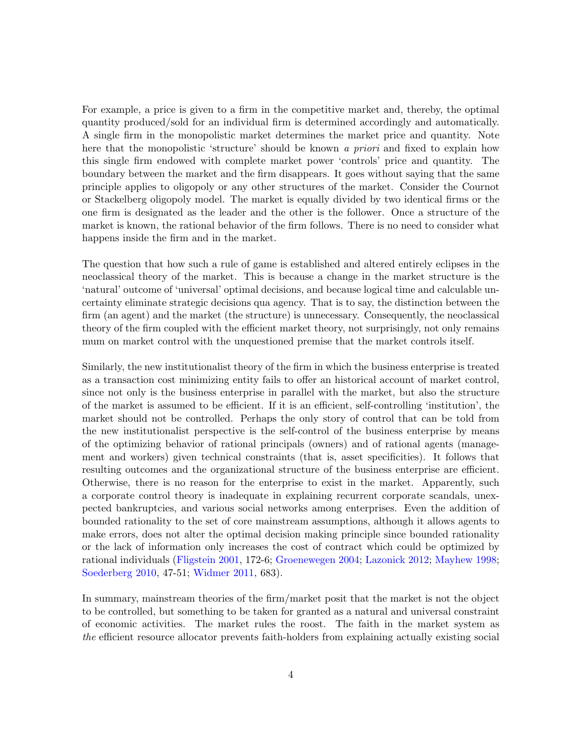For example, a price is given to a firm in the competitive market and, thereby, the optimal quantity produced/sold for an individual firm is determined accordingly and automatically. A single firm in the monopolistic market determines the market price and quantity. Note here that the monopolistic 'structure' should be known *a priori* and fixed to explain how this single firm endowed with complete market power 'controls' price and quantity. The boundary between the market and the firm disappears. It goes without saying that the same principle applies to oligopoly or any other structures of the market. Consider the Cournot or Stackelberg oligopoly model. The market is equally divided by two identical firms or the one firm is designated as the leader and the other is the follower. Once a structure of the market is known, the rational behavior of the firm follows. There is no need to consider what happens inside the firm and in the market.

The question that how such a rule of game is established and altered entirely eclipses in the neoclassical theory of the market. This is because a change in the market structure is the 'natural' outcome of 'universal' optimal decisions, and because logical time and calculable uncertainty eliminate strategic decisions qua agency. That is to say, the distinction between the firm (an agent) and the market (the structure) is unnecessary. Consequently, the neoclassical theory of the firm coupled with the efficient market theory, not surprisingly, not only remains mum on market control with the unquestioned premise that the market controls itself.

Similarly, the new institutionalist theory of the firm in which the business enterprise is treated as a transaction cost minimizing entity fails to offer an historical account of market control, since not only is the business enterprise in parallel with the market, but also the structure of the market is assumed to be efficient. If it is an efficient, self-controlling 'institution', the market should not be controlled. Perhaps the only story of control that can be told from the new institutionalist perspective is the self-control of the business enterprise by means of the optimizing behavior of rational principals (owners) and of rational agents (management and workers) given technical constraints (that is, asset specificities). It follows that resulting outcomes and the organizational structure of the business enterprise are efficient. Otherwise, there is no reason for the enterprise to exist in the market. Apparently, such a corporate control theory is inadequate in explaining recurrent corporate scandals, unexpected bankruptcies, and various social networks among enterprises. Even the addition of bounded rationality to the set of core mainstream assumptions, although it allows agents to make errors, does not alter the optimal decision making principle since bounded rationality or the lack of information only increases the cost of contract which could be optimized by rational individuals (Fligstein 2001, 172-6; Groenewegen 2004; Lazonick 2012; Mayhew 1998; Soederberg 2010, 47-51; Widmer 2011, 683).

In summary, mainstream theories of the firm/market posit that the market is not the object to be controlled, but something to be taken for granted as a natural and universal constraint of economic activities. The market rules the roost. The faith in the market system as *the* efficient resource allocator prevents faith-holders from explaining actually existing social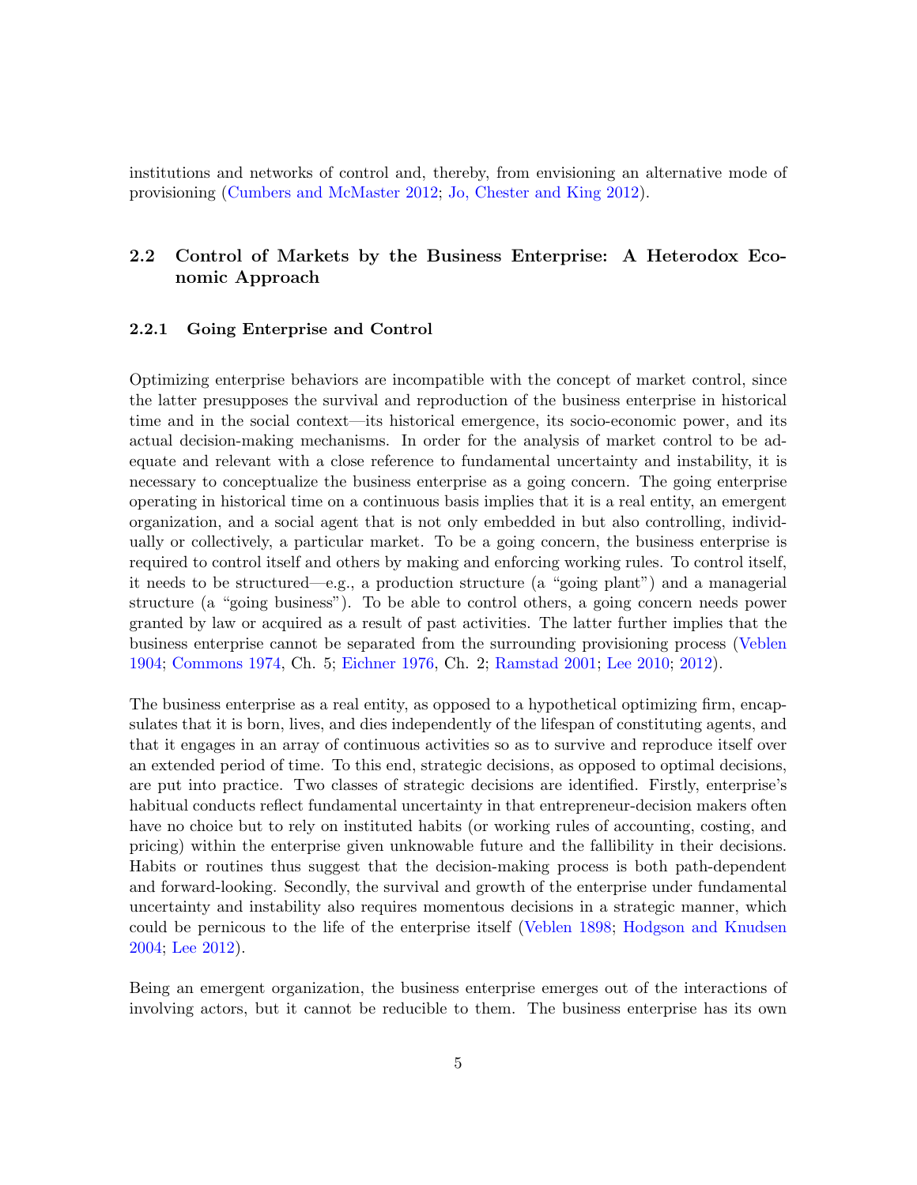institutions and networks of control and, thereby, from envisioning an alternative mode of provisioning (Cumbers and McMaster 2012; Jo, Chester and King 2012).

## 2.2 Control of Markets by the Business Enterprise: A Heterodox Economic Approach

### 2.2.1 Going Enterprise and Control

Optimizing enterprise behaviors are incompatible with the concept of market control, since the latter presupposes the survival and reproduction of the business enterprise in historical time and in the social context—its historical emergence, its socio-economic power, and its actual decision-making mechanisms. In order for the analysis of market control to be adequate and relevant with a close reference to fundamental uncertainty and instability, it is necessary to conceptualize the business enterprise as a going concern. The going enterprise operating in historical time on a continuous basis implies that it is a real entity, an emergent organization, and a social agent that is not only embedded in but also controlling, individually or collectively, a particular market. To be a going concern, the business enterprise is required to control itself and others by making and enforcing working rules. To control itself, it needs to be structured—e.g., a production structure (a "going plant") and a managerial structure (a "going business"). To be able to control others, a going concern needs power granted by law or acquired as a result of past activities. The latter further implies that the business enterprise cannot be separated from the surrounding provisioning process (Veblen 1904; Commons 1974, Ch. 5; Eichner 1976, Ch. 2; Ramstad 2001; Lee 2010; 2012).

The business enterprise as a real entity, as opposed to a hypothetical optimizing firm, encapsulates that it is born, lives, and dies independently of the lifespan of constituting agents, and that it engages in an array of continuous activities so as to survive and reproduce itself over an extended period of time. To this end, strategic decisions, as opposed to optimal decisions, are put into practice. Two classes of strategic decisions are identified. Firstly, enterprise's habitual conducts reflect fundamental uncertainty in that entrepreneur-decision makers often have no choice but to rely on instituted habits (or working rules of accounting, costing, and pricing) within the enterprise given unknowable future and the fallibility in their decisions. Habits or routines thus suggest that the decision-making process is both path-dependent and forward-looking. Secondly, the survival and growth of the enterprise under fundamental uncertainty and instability also requires momentous decisions in a strategic manner, which could be pernicous to the life of the enterprise itself (Veblen 1898; Hodgson and Knudsen 2004; Lee 2012).

Being an emergent organization, the business enterprise emerges out of the interactions of involving actors, but it cannot be reducible to them. The business enterprise has its own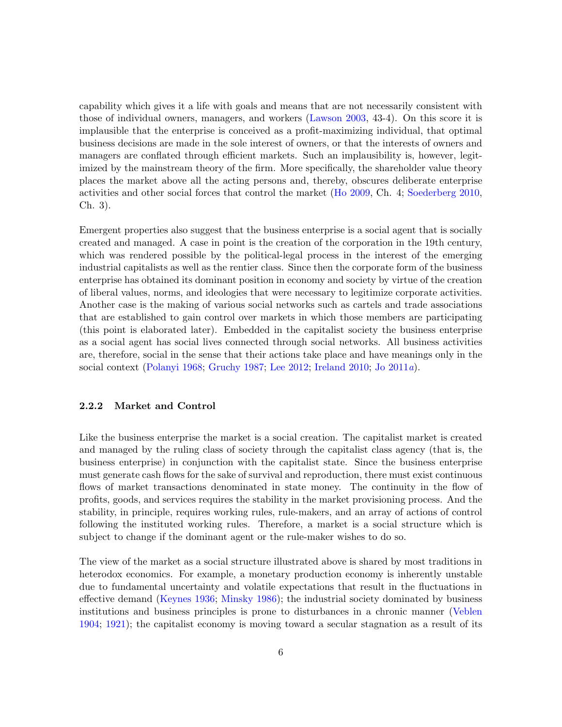capability which gives it a life with goals and means that are not necessarily consistent with those of individual owners, managers, and workers (Lawson 2003, 43-4). On this score it is implausible that the enterprise is conceived as a profit-maximizing individual, that optimal business decisions are made in the sole interest of owners, or that the interests of owners and managers are conflated through efficient markets. Such an implausibility is, however, legitimized by the mainstream theory of the firm. More specifically, the shareholder value theory places the market above all the acting persons and, thereby, obscures deliberate enterprise activities and other social forces that control the market (Ho 2009, Ch. 4; Soederberg 2010, Ch. 3).

Emergent properties also suggest that the business enterprise is a social agent that is socially created and managed. A case in point is the creation of the corporation in the 19th century, which was rendered possible by the political-legal process in the interest of the emerging industrial capitalists as well as the rentier class. Since then the corporate form of the business enterprise has obtained its dominant position in economy and society by virtue of the creation of liberal values, norms, and ideologies that were necessary to legitimize corporate activities. Another case is the making of various social networks such as cartels and trade associations that are established to gain control over markets in which those members are participating (this point is elaborated later). Embedded in the capitalist society the business enterprise as a social agent has social lives connected through social networks. All business activities are, therefore, social in the sense that their actions take place and have meanings only in the social context (Polanyi 1968; Gruchy 1987; Lee 2012; Ireland 2010; Jo 2011*a*).

### 2.2.2 Market and Control

Like the business enterprise the market is a social creation. The capitalist market is created and managed by the ruling class of society through the capitalist class agency (that is, the business enterprise) in conjunction with the capitalist state. Since the business enterprise must generate cash flows for the sake of survival and reproduction, there must exist continuous flows of market transactions denominated in state money. The continuity in the flow of profits, goods, and services requires the stability in the market provisioning process. And the stability, in principle, requires working rules, rule-makers, and an array of actions of control following the instituted working rules. Therefore, a market is a social structure which is subject to change if the dominant agent or the rule-maker wishes to do so.

The view of the market as a social structure illustrated above is shared by most traditions in heterodox economics. For example, a monetary production economy is inherently unstable due to fundamental uncertainty and volatile expectations that result in the fluctuations in effective demand (Keynes 1936; Minsky 1986); the industrial society dominated by business institutions and business principles is prone to disturbances in a chronic manner (Veblen 1904; 1921); the capitalist economy is moving toward a secular stagnation as a result of its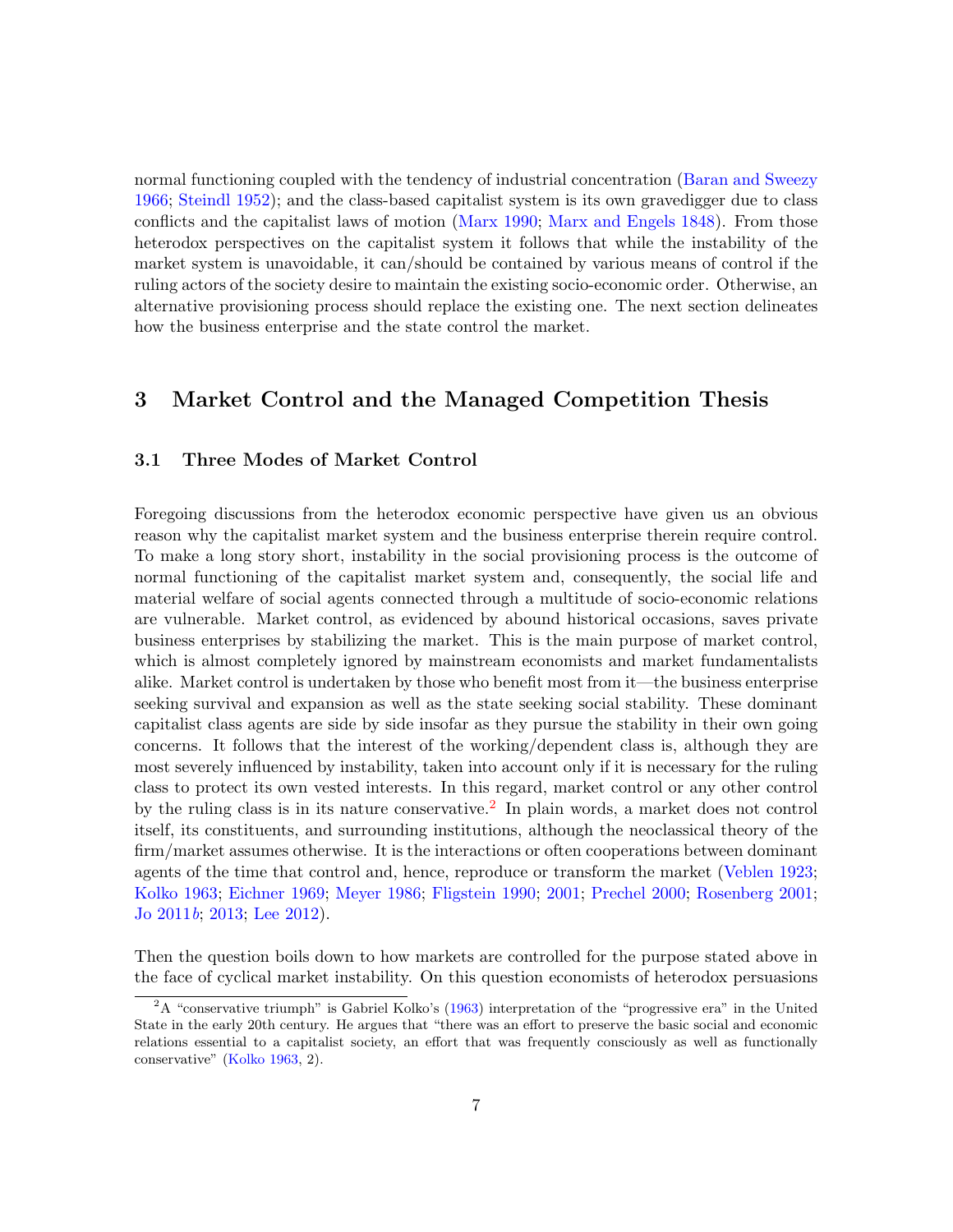normal functioning coupled with the tendency of industrial concentration (Baran and Sweezy 1966; Steindl 1952); and the class-based capitalist system is its own gravedigger due to class conflicts and the capitalist laws of motion (Marx 1990; Marx and Engels 1848). From those heterodox perspectives on the capitalist system it follows that while the instability of the market system is unavoidable, it can/should be contained by various means of control if the ruling actors of the society desire to maintain the existing socio-economic order. Otherwise, an alternative provisioning process should replace the existing one. The next section delineates how the business enterprise and the state control the market.

# 3 Market Control and the Managed Competition Thesis

## 3.1 Three Modes of Market Control

Foregoing discussions from the heterodox economic perspective have given us an obvious reason why the capitalist market system and the business enterprise therein require control. To make a long story short, instability in the social provisioning process is the outcome of normal functioning of the capitalist market system and, consequently, the social life and material welfare of social agents connected through a multitude of socio-economic relations are vulnerable. Market control, as evidenced by abound historical occasions, saves private business enterprises by stabilizing the market. This is the main purpose of market control, which is almost completely ignored by mainstream economists and market fundamentalists alike. Market control is undertaken by those who benefit most from it—the business enterprise seeking survival and expansion as well as the state seeking social stability. These dominant capitalist class agents are side by side insofar as they pursue the stability in their own going concerns. It follows that the interest of the working/dependent class is, although they are most severely influenced by instability, taken into account only if it is necessary for the ruling class to protect its own vested interests. In this regard, market control or any other control by the ruling class is in its nature conservative.[2] In plain words, a market does not control itself, its constituents, and surrounding institutions, although the neoclassical theory of the firm/market assumes otherwise. It is the interactions or often cooperations between dominant agents of the time that control and, hence, reproduce or transform the market (Veblen 1923; Kolko 1963; Eichner 1969; Meyer 1986; Fligstein 1990; 2001; Prechel 2000; Rosenberg 2001; Jo 2011*b*; 2013; Lee 2012).

Then the question boils down to how markets are controlled for the purpose stated above in the face of cyclical market instability. On this question economists of heterodox persuasions

[2] A "conservative triumph" is Gabriel Kolko's (1963) interpretation of the "progressive era" in the United State in the early 20th century. He argues that "there was an effort to preserve the basic social and economic relations essential to a capitalist society, an effort that was frequently consciously as well as functionally conservative" (Kolko 1963, 2).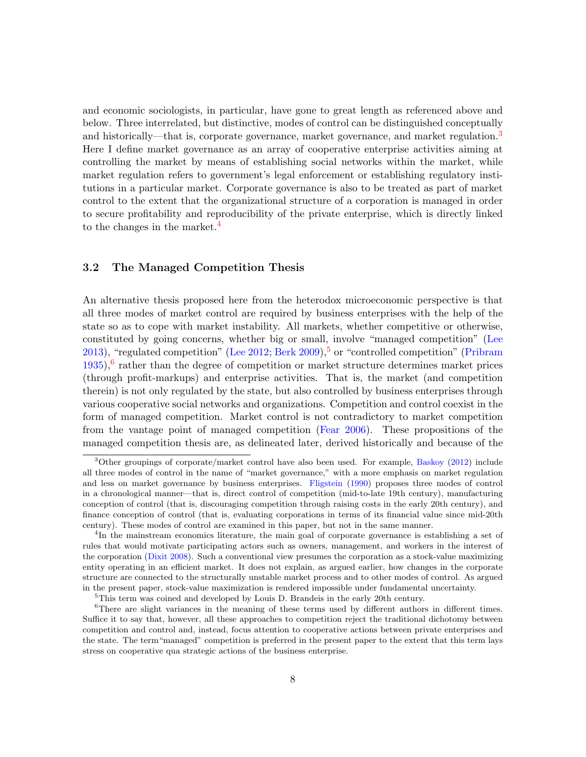and economic sociologists, in particular, have gone to great length as referenced above and below. Three interrelated, but distinctive, modes of control can be distinguished conceptually and historically—that is, corporate governance, market governance, and market regulation.[3] Here I define market governance as an array of cooperative enterprise activities aiming at controlling the market by means of establishing social networks within the market, while market regulation refers to government's legal enforcement or establishing regulatory institutions in a particular market. Corporate governance is also to be treated as part of market control to the extent that the organizational structure of a corporation is managed in order to secure profitability and reproducibility of the private enterprise, which is directly linked to the changes in the market.[4]

### 3.2 The Managed Competition Thesis

An alternative thesis proposed here from the heterodox microeconomic perspective is that all three modes of market control are required by business enterprises with the help of the state so as to cope with market instability. All markets, whether competitive or otherwise, constituted by going concerns, whether big or small, involve "managed competition" (Lee 2013), "regulated competition" (Lee 2012; Berk 2009),[5] or "controlled competition" (Pribram 1935),[6] rather than the degree of competition or market structure determines market prices (through profit-markups) and enterprise activities. That is, the market (and competition therein) is not only regulated by the state, but also controlled by business enterprises through various cooperative social networks and organizations. Competition and control coexist in the form of managed competition. Market control is not contradictory to market competition from the vantage point of managed competition (Fear 2006). These propositions of the managed competition thesis are, as delineated later, derived historically and because of the

---

[3] Other groupings of corporate/market control have also been used. For example, Baskoy (2012) include all three modes of control in the name of "market governance," with a more emphasis on market regulation and less on market governance by business enterprises. Fligstein (1990) proposes three modes of control in a chronological manner—that is, direct control of competition (mid-to-late 19th century), manufacturing conception of control (that is, discouraging competition through raising costs in the early 20th century), and finance conception of control (that is, evaluating corporations in terms of its financial value since mid-20th century). These modes of control are examined in this paper, but not in the same manner.

[4] In the mainstream economics literature, the main goal of corporate governance is establishing a set of rules that would motivate participating actors such as owners, management, and workers in the interest of the corporation (Dixit 2008). Such a conventional view presumes the corporation as a stock-value maximizing entity operating in an efficient market. It does not explain, as argued earlier, how changes in the corporate structure are connected to the structurally unstable market process and to other modes of control. As argued in the present paper, stock-value maximization is rendered impossible under fundamental uncertainty.

[5] This term was coined and developed by Louis D. Brandeis in the early 20th century.

[6] There are slight variances in the meaning of these terms used by different authors in different times. Suffice it to say that, however, all these approaches to competition reject the traditional dichotomy between competition and control and, instead, focus attention to cooperative actions between private enterprises and the state. The term"managed" competition is preferred in the present paper to the extent that this term lays stress on cooperative qua strategic actions of the business enterprise.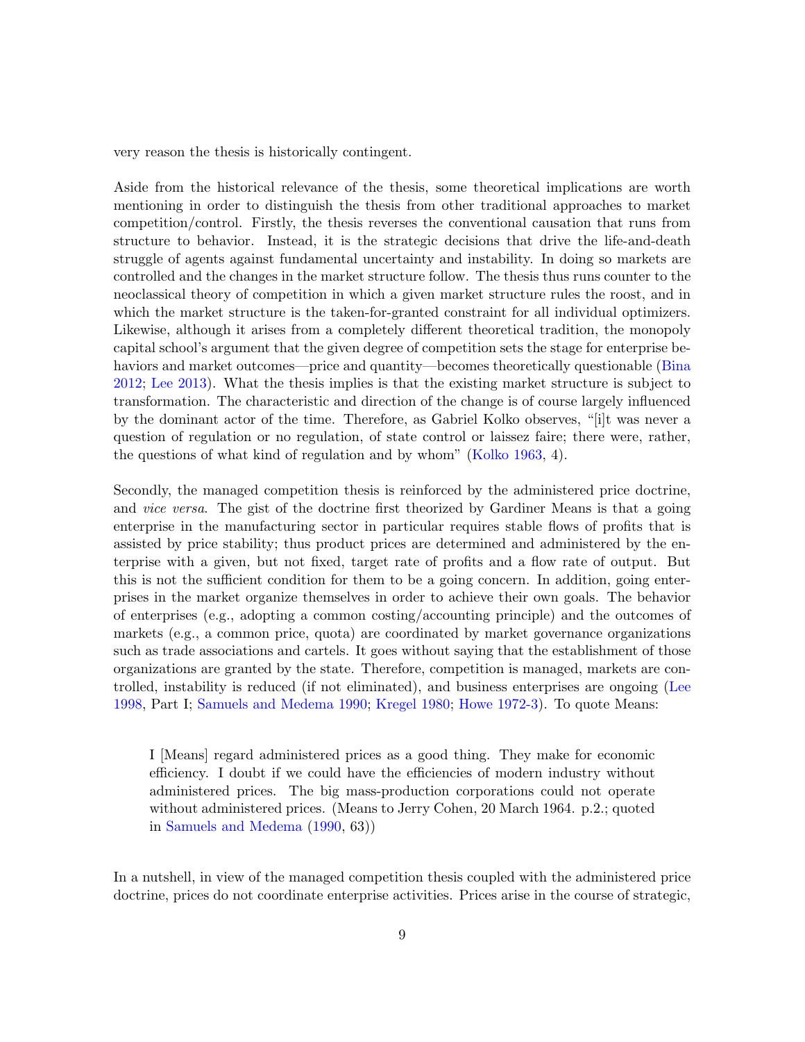very reason the thesis is historically contingent.

Aside from the historical relevance of the thesis, some theoretical implications are worth mentioning in order to distinguish the thesis from other traditional approaches to market competition/control. Firstly, the thesis reverses the conventional causation that runs from structure to behavior. Instead, it is the strategic decisions that drive the life-and-death struggle of agents against fundamental uncertainty and instability. In doing so markets are controlled and the changes in the market structure follow. The thesis thus runs counter to the neoclassical theory of competition in which a given market structure rules the roost, and in which the market structure is the taken-for-granted constraint for all individual optimizers. Likewise, although it arises from a completely different theoretical tradition, the monopoly capital school's argument that the given degree of competition sets the stage for enterprise behaviors and market outcomes—price and quantity—becomes theoretically questionable (Bina 2012; Lee 2013). What the thesis implies is that the existing market structure is subject to transformation. The characteristic and direction of the change is of course largely influenced by the dominant actor of the time. Therefore, as Gabriel Kolko observes, "[i]t was never a question of regulation or no regulation, of state control or laissez faire; there were, rather, the questions of what kind of regulation and by whom" (Kolko 1963, 4).

Secondly, the managed competition thesis is reinforced by the administered price doctrine, and *vice versa*. The gist of the doctrine first theorized by Gardiner Means is that a going enterprise in the manufacturing sector in particular requires stable flows of profits that is assisted by price stability; thus product prices are determined and administered by the enterprise with a given, but not fixed, target rate of profits and a flow rate of output. But this is not the sufficient condition for them to be a going concern. In addition, going enterprises in the market organize themselves in order to achieve their own goals. The behavior of enterprises (e.g., adopting a common costing/accounting principle) and the outcomes of markets (e.g., a common price, quota) are coordinated by market governance organizations such as trade associations and cartels. It goes without saying that the establishment of those organizations are granted by the state. Therefore, competition is managed, markets are controlled, instability is reduced (if not eliminated), and business enterprises are ongoing (Lee 1998, Part I; Samuels and Medema 1990; Kregel 1980; Howe 1972-3). To quote Means:

> I [Means] regard administered prices as a good thing. They make for economic efficiency. I doubt if we could have the efficiencies of modern industry without administered prices. The big mass-production corporations could not operate without administered prices. (Means to Jerry Cohen, 20 March 1964. p.2.; quoted in Samuels and Medema (1990, 63))

In a nutshell, in view of the managed competition thesis coupled with the administered price doctrine, prices do not coordinate enterprise activities. Prices arise in the course of strategic,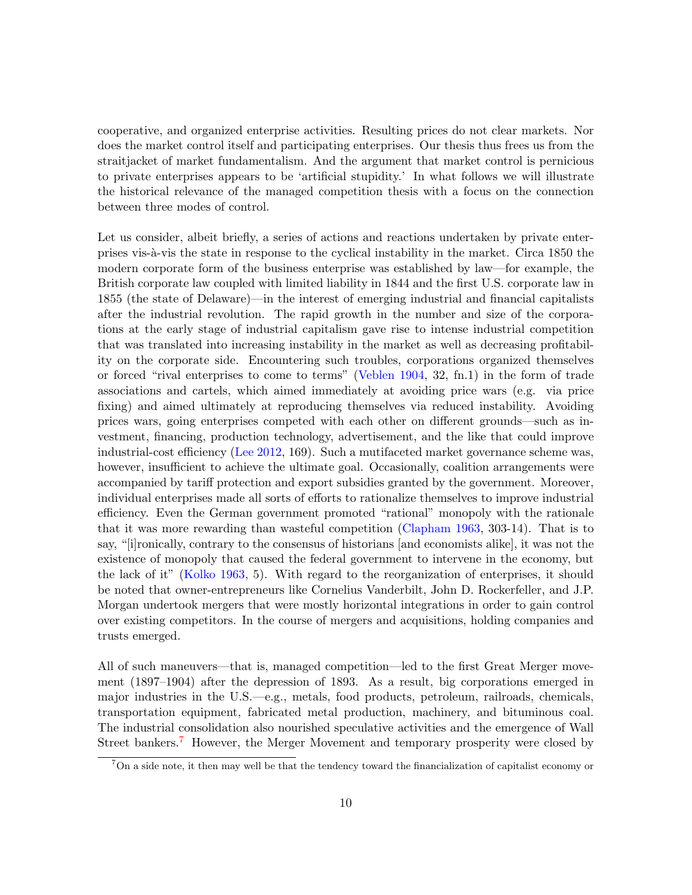cooperative, and organized enterprise activities. Resulting prices do not clear markets. Nor does the market control itself and participating enterprises. Our thesis thus frees us from the straitjacket of market fundamentalism. And the argument that market control is pernicious to private enterprises appears to be 'artificial stupidity.' In what follows we will illustrate the historical relevance of the managed competition thesis with a focus on the connection between three modes of control.

Let us consider, albeit briefly, a series of actions and reactions undertaken by private enterprises vis-à-vis the state in response to the cyclical instability in the market. Circa 1850 the modern corporate form of the business enterprise was established by law—for example, the British corporate law coupled with limited liability in 1844 and the first U.S. corporate law in 1855 (the state of Delaware)—in the interest of emerging industrial and financial capitalists after the industrial revolution. The rapid growth in the number and size of the corporations at the early stage of industrial capitalism gave rise to intense industrial competition that was translated into increasing instability in the market as well as decreasing profitability on the corporate side. Encountering such troubles, corporations organized themselves or forced "rival enterprises to come to terms" (Veblen 1904, 32, fn.1) in the form of trade associations and cartels, which aimed immediately at avoiding price wars (e.g. via price fixing) and aimed ultimately at reproducing themselves via reduced instability. Avoiding prices wars, going enterprises competed with each other on different grounds—such as investment, financing, production technology, advertisement, and the like that could improve industrial-cost efficiency (Lee 2012, 169). Such a mutifaceted market governance scheme was, however, insufficient to achieve the ultimate goal. Occasionally, coalition arrangements were accompanied by tariff protection and export subsidies granted by the government. Moreover, individual enterprises made all sorts of efforts to rationalize themselves to improve industrial efficiency. Even the German government promoted "rational" monopoly with the rationale that it was more rewarding than wasteful competition (Clapham 1963, 303-14). That is to say, "[i]ronically, contrary to the consensus of historians [and economists alike], it was not the existence of monopoly that caused the federal government to intervene in the economy, but the lack of it" (Kolko 1963, 5). With regard to the reorganization of enterprises, it should be noted that owner-entrepreneurs like Cornelius Vanderbilt, John D. Rockerfeller, and J.P. Morgan undertook mergers that were mostly horizontal integrations in order to gain control over existing competitors. In the course of mergers and acquisitions, holding companies and trusts emerged.

All of such maneuvers—that is, managed competition—led to the first Great Merger movement (1897–1904) after the depression of 1893. As a result, big corporations emerged in major industries in the U.S.—e.g., metals, food products, petroleum, railroads, chemicals, transportation equipment, fabricated metal production, machinery, and bituminous coal. The industrial consolidation also nourished speculative activities and the emergence of Wall Street bankers.[7] However, the Merger Movement and temporary prosperity were closed by

[7] On a side note, it then may well be that the tendency toward the financialization of capitalist economy or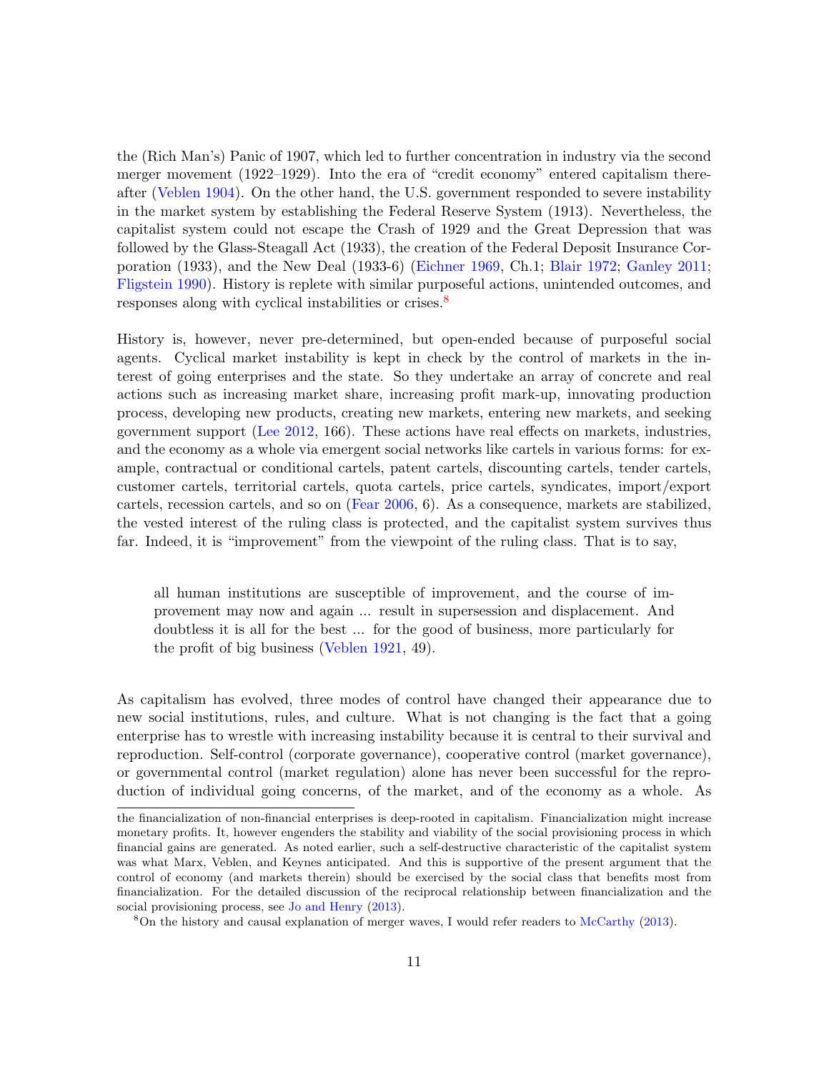the (Rich Man's) Panic of 1907, which led to further concentration in industry via the second merger movement (1922–1929). Into the era of "credit economy" entered capitalism thereafter (Veblen 1904). On the other hand, the U.S. government responded to severe instability in the market system by establishing the Federal Reserve System (1913). Nevertheless, the capitalist system could not escape the Crash of 1929 and the Great Depression that was followed by the Glass-Steagall Act (1933), the creation of the Federal Deposit Insurance Corporation (1933), and the New Deal (1933-6) (Eichner 1969, Ch.1; Blair 1972; Ganley 2011; Fligstein 1990). History is replete with similar purposeful actions, unintended outcomes, and responses along with cyclical instabilities or crises.[8]

History is, however, never pre-determined, but open-ended because of purposeful social agents. Cyclical market instability is kept in check by the control of markets in the interest of going enterprises and the state. So they undertake an array of concrete and real actions such as increasing market share, increasing profit mark-up, innovating production process, developing new products, creating new markets, entering new markets, and seeking government support (Lee 2012, 166). These actions have real effects on markets, industries, and the economy as a whole via emergent social networks like cartels in various forms: for example, contractual or conditional cartels, patent cartels, discounting cartels, tender cartels, customer cartels, territorial cartels, quota cartels, price cartels, syndicates, import/export cartels, recession cartels, and so on (Fear 2006, 6). As a consequence, markets are stabilized, the vested interest of the ruling class is protected, and the capitalist system survives thus far. Indeed, it is "improvement" from the viewpoint of the ruling class. That is to say,

> all human institutions are susceptible of improvement, and the course of improvement may now and again ... result in supersession and displacement. And doubtless it is all for the best ... for the good of business, more particularly for the profit of big business (Veblen 1921, 49).

As capitalism has evolved, three modes of control have changed their appearance due to new social institutions, rules, and culture. What is not changing is the fact that a going enterprise has to wrestle with increasing instability because it is central to their survival and reproduction. Self-control (corporate governance), cooperative control (market governance), or governmental control (market regulation) alone has never been successful for the reproduction of individual going concerns, of the market, and of the economy as a whole. As

the financialization of non-financial enterprises is deep-rooted in capitalism. Financialization might increase monetary profits. It, however engenders the stability and viability of the social provisioning process in which financial gains are generated. As noted earlier, such a self-destructive characteristic of the capitalist system was what Marx, Veblen, and Keynes anticipated. And this is supportive of the present argument that the control of economy (and markets therein) should be exercised by the social class that benefits most from financialization. For the detailed discussion of the reciprocal relationship between financialization and the social provisioning process, see Jo and Henry (2013).

[8] On the history and causal explanation of merger waves, I would refer readers to McCarthy (2013).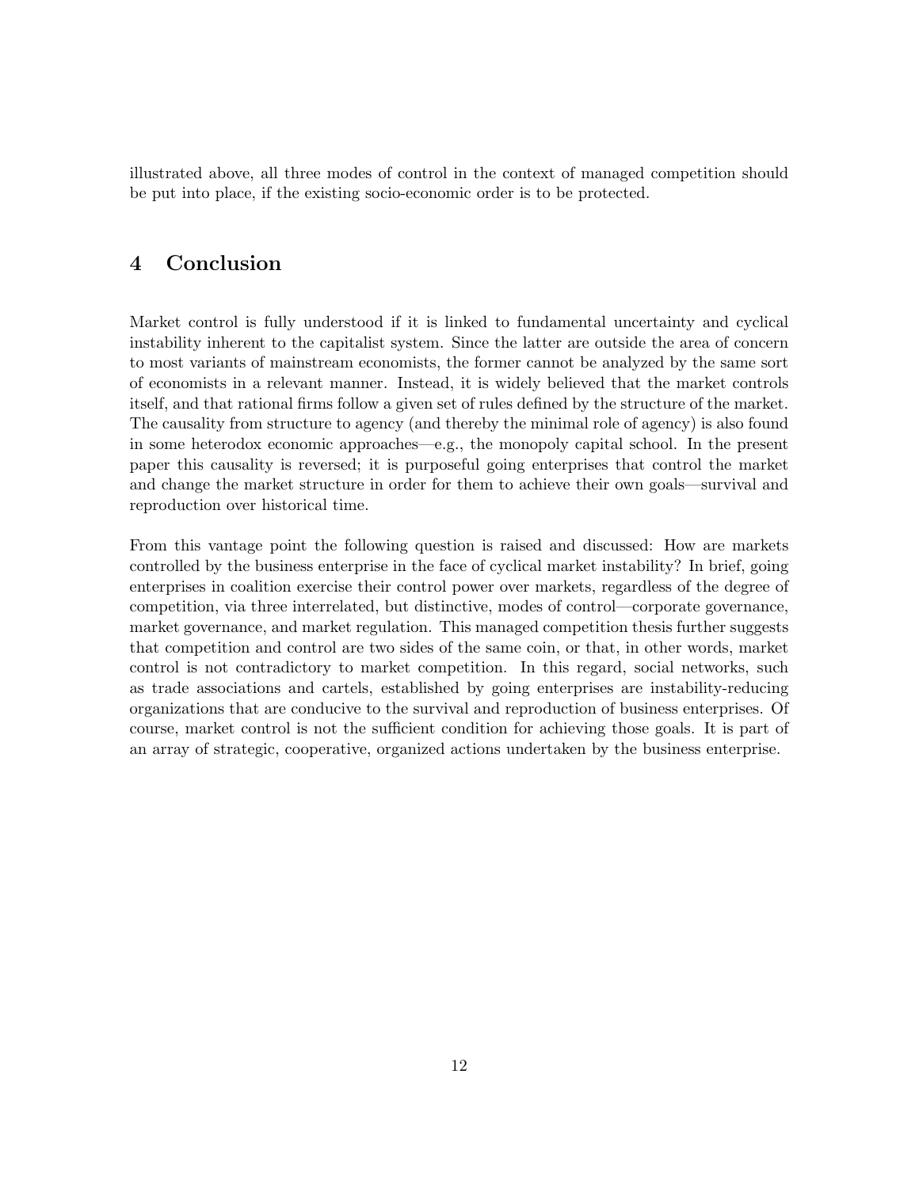illustrated above, all three modes of control in the context of managed competition should be put into place, if the existing socio-economic order is to be protected.

## 4 Conclusion

Market control is fully understood if it is linked to fundamental uncertainty and cyclical instability inherent to the capitalist system. Since the latter are outside the area of concern to most variants of mainstream economists, the former cannot be analyzed by the same sort of economists in a relevant manner. Instead, it is widely believed that the market controls itself, and that rational firms follow a given set of rules defined by the structure of the market. The causality from structure to agency (and thereby the minimal role of agency) is also found in some heterodox economic approaches—e.g., the monopoly capital school. In the present paper this causality is reversed; it is purposeful going enterprises that control the market and change the market structure in order for them to achieve their own goals—survival and reproduction over historical time.

From this vantage point the following question is raised and discussed: How are markets controlled by the business enterprise in the face of cyclical market instability? In brief, going enterprises in coalition exercise their control power over markets, regardless of the degree of competition, via three interrelated, but distinctive, modes of control—corporate governance, market governance, and market regulation. This managed competition thesis further suggests that competition and control are two sides of the same coin, or that, in other words, market control is not contradictory to market competition. In this regard, social networks, such as trade associations and cartels, established by going enterprises are instability-reducing organizations that are conducive to the survival and reproduction of business enterprises. Of course, market control is not the sufficient condition for achieving those goals. It is part of an array of strategic, cooperative, organized actions undertaken by the business enterprise.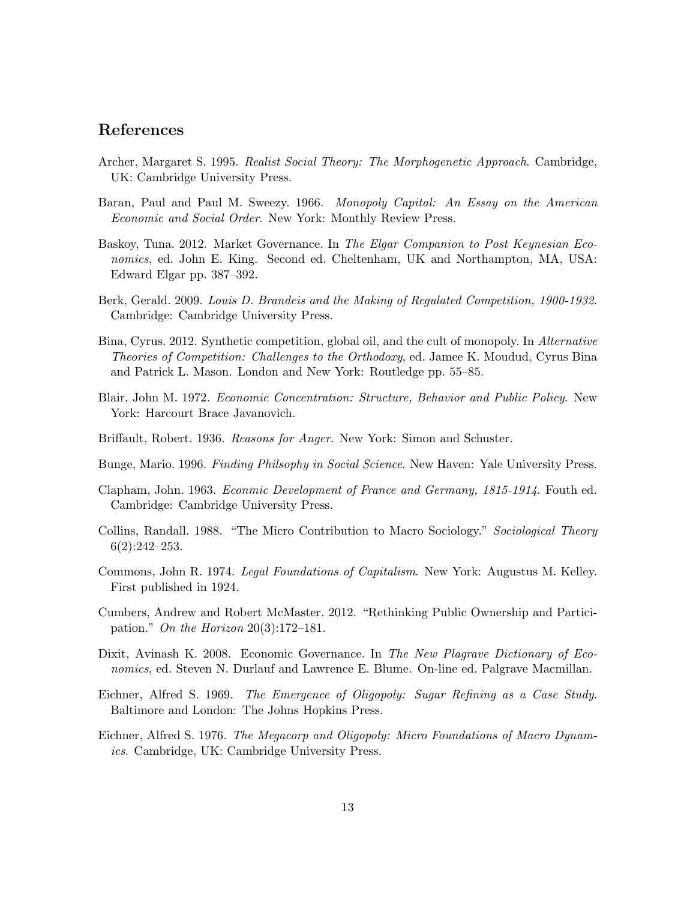## References

Archer, Margaret S. 1995. *Realist Social Theory: The Morphogenetic Approach*. Cambridge, UK: Cambridge University Press.

Baran, Paul and Paul M. Sweezy. 1966. *Monopoly Capital: An Essay on the American Economic and Social Order*. New York: Monthly Review Press.

Baskoy, Tuna. 2012. Market Governance. In *The Elgar Companion to Post Keynesian Economics*, ed. John E. King. Second ed. Cheltenham, UK and Northampton, MA, USA: Edward Elgar pp. 387–392.

Berk, Gerald. 2009. *Louis D. Brandeis and the Making of Regulated Competition, 1900-1932*. Cambridge: Cambridge University Press.

Bina, Cyrus. 2012. Synthetic competition, global oil, and the cult of monopoly. In *Alternative Theories of Competition: Challenges to the Orthodoxy*, ed. Jamee K. Moudud, Cyrus Bina and Patrick L. Mason. London and New York: Routledge pp. 55–85.

Blair, John M. 1972. *Economic Concentration: Structure, Behavior and Public Policy*. New York: Harcourt Brace Javanovich.

Briffault, Robert. 1936. *Reasons for Anger*. New York: Simon and Schuster.

Bunge, Mario. 1996. *Finding Philsophy in Social Science*. New Haven: Yale University Press.

Clapham, John. 1963. *Econmic Development of France and Germany, 1815-1914*. Fouth ed. Cambridge: Cambridge University Press.

Collins, Randall. 1988. "The Micro Contribution to Macro Sociology." *Sociological Theory* 6(2):242–253.

Commons, John R. 1974. *Legal Foundations of Capitalism*. New York: Augustus M. Kelley. First published in 1924.

Cumbers, Andrew and Robert McMaster. 2012. "Rethinking Public Ownership and Participation." *On the Horizon* 20(3):172–181.

Dixit, Avinash K. 2008. Economic Governance. In *The New Plagrave Dictionary of Economics*, ed. Steven N. Durlauf and Lawrence E. Blume. On-line ed. Palgrave Macmillan.

Eichner, Alfred S. 1969. *The Emergence of Oligopoly: Sugar Refining as a Case Study*. Baltimore and London: The Johns Hopkins Press.

Eichner, Alfred S. 1976. *The Megacorp and Oligopoly: Micro Foundations of Macro Dynamics*. Cambridge, UK: Cambridge University Press.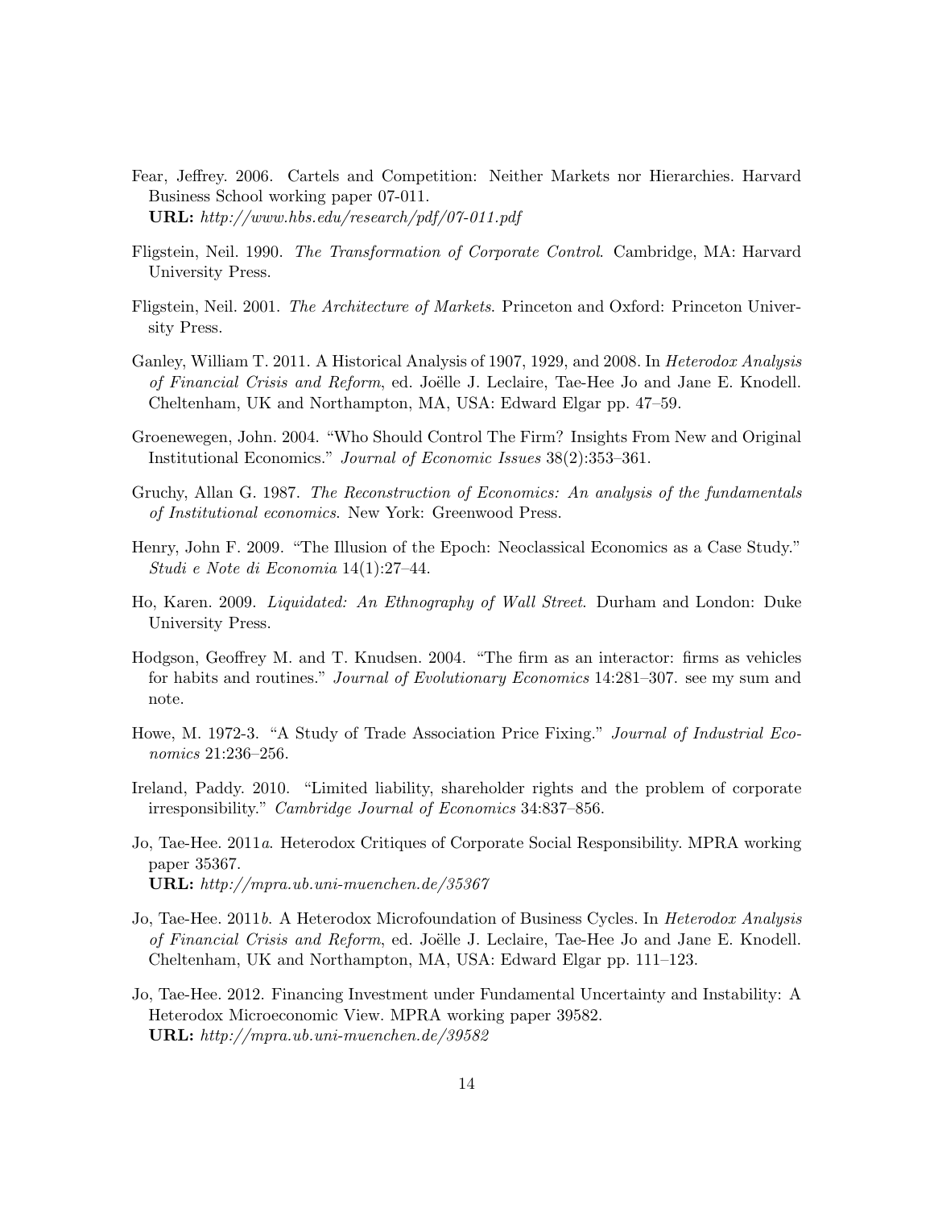Fear, Jeffrey. 2006. Cartels and Competition: Neither Markets nor Hierarchies. Harvard Business School working paper 07-011.
**URL:** *http://www.hbs.edu/research/pdf/07-011.pdf*

Fligstein, Neil. 1990. *The Transformation of Corporate Control*. Cambridge, MA: Harvard University Press.

Fligstein, Neil. 2001. *The Architecture of Markets*. Princeton and Oxford: Princeton University Press.

Ganley, William T. 2011. A Historical Analysis of 1907, 1929, and 2008. In *Heterodox Analysis of Financial Crisis and Reform*, ed. Joëlle J. Leclaire, Tae-Hee Jo and Jane E. Knodell. Cheltenham, UK and Northampton, MA, USA: Edward Elgar pp. 47–59.

Groenewegen, John. 2004. "Who Should Control The Firm? Insights From New and Original Institutional Economics." *Journal of Economic Issues* 38(2):353–361.

Gruchy, Allan G. 1987. *The Reconstruction of Economics: An analysis of the fundamentals of Institutional economics*. New York: Greenwood Press.

Henry, John F. 2009. "The Illusion of the Epoch: Neoclassical Economics as a Case Study." *Studi e Note di Economia* 14(1):27–44.

Ho, Karen. 2009. *Liquidated: An Ethnography of Wall Street*. Durham and London: Duke University Press.

Hodgson, Geoffrey M. and T. Knudsen. 2004. "The firm as an interactor: firms as vehicles for habits and routines." *Journal of Evolutionary Economics* 14:281–307. see my sum and note.

Howe, M. 1972-3. "A Study of Trade Association Price Fixing." *Journal of Industrial Economics* 21:236–256.

Ireland, Paddy. 2010. "Limited liability, shareholder rights and the problem of corporate irresponsibility." *Cambridge Journal of Economics* 34:837–856.

Jo, Tae-Hee. 2011*a*. Heterodox Critiques of Corporate Social Responsibility. MPRA working paper 35367.
**URL:** *http://mpra.ub.uni-muenchen.de/35367*

Jo, Tae-Hee. 2011*b*. A Heterodox Microfoundation of Business Cycles. In *Heterodox Analysis of Financial Crisis and Reform*, ed. Joëlle J. Leclaire, Tae-Hee Jo and Jane E. Knodell. Cheltenham, UK and Northampton, MA, USA: Edward Elgar pp. 111–123.

Jo, Tae-Hee. 2012. Financing Investment under Fundamental Uncertainty and Instability: A Heterodox Microeconomic View. MPRA working paper 39582.
**URL:** *http://mpra.ub.uni-muenchen.de/39582*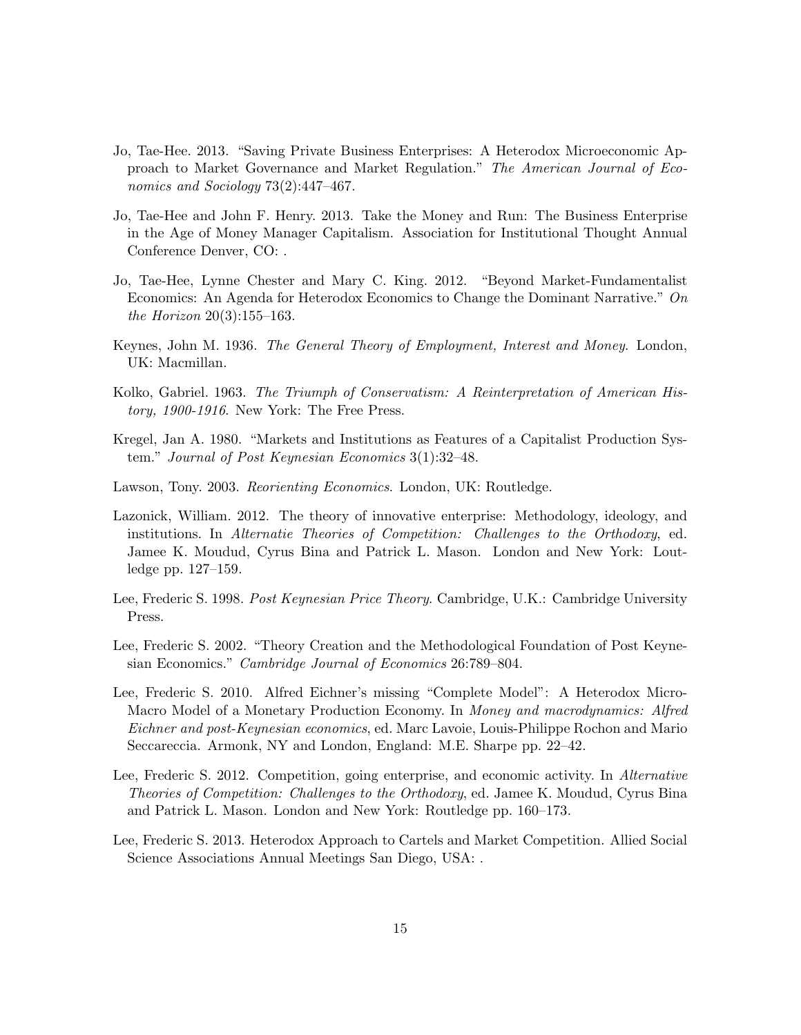Jo, Tae-Hee. 2013. "Saving Private Business Enterprises: A Heterodox Microeconomic Approach to Market Governance and Market Regulation." *The American Journal of Economics and Sociology* 73(2):447–467.

Jo, Tae-Hee and John F. Henry. 2013. Take the Money and Run: The Business Enterprise in the Age of Money Manager Capitalism. Association for Institutional Thought Annual Conference Denver, CO: .

Jo, Tae-Hee, Lynne Chester and Mary C. King. 2012. "Beyond Market-Fundamentalist Economics: An Agenda for Heterodox Economics to Change the Dominant Narrative." *On the Horizon* 20(3):155–163.

Keynes, John M. 1936. *The General Theory of Employment, Interest and Money*. London, UK: Macmillan.

Kolko, Gabriel. 1963. *The Triumph of Conservatism: A Reinterpretation of American History, 1900-1916*. New York: The Free Press.

Kregel, Jan A. 1980. "Markets and Institutions as Features of a Capitalist Production System." *Journal of Post Keynesian Economics* 3(1):32–48.

Lawson, Tony. 2003. *Reorienting Economics*. London, UK: Routledge.

Lazonick, William. 2012. The theory of innovative enterprise: Methodology, ideology, and institutions. In *Alternatie Theories of Competition: Challenges to the Orthodoxy*, ed. Jamee K. Moudud, Cyrus Bina and Patrick L. Mason. London and New York: Loutledge pp. 127–159.

Lee, Frederic S. 1998. *Post Keynesian Price Theory*. Cambridge, U.K.: Cambridge University Press.

Lee, Frederic S. 2002. "Theory Creation and the Methodological Foundation of Post Keynesian Economics." *Cambridge Journal of Economics* 26:789–804.

Lee, Frederic S. 2010. Alfred Eichner's missing "Complete Model": A Heterodox Micro-Macro Model of a Monetary Production Economy. In *Money and macrodynamics: Alfred Eichner and post-Keynesian economics*, ed. Marc Lavoie, Louis-Philippe Rochon and Mario Seccareccia. Armonk, NY and London, England: M.E. Sharpe pp. 22–42.

Lee, Frederic S. 2012. Competition, going enterprise, and economic activity. In *Alternative Theories of Competition: Challenges to the Orthodoxy*, ed. Jamee K. Moudud, Cyrus Bina and Patrick L. Mason. London and New York: Routledge pp. 160–173.

Lee, Frederic S. 2013. Heterodox Approach to Cartels and Market Competition. Allied Social Science Associations Annual Meetings San Diego, USA: .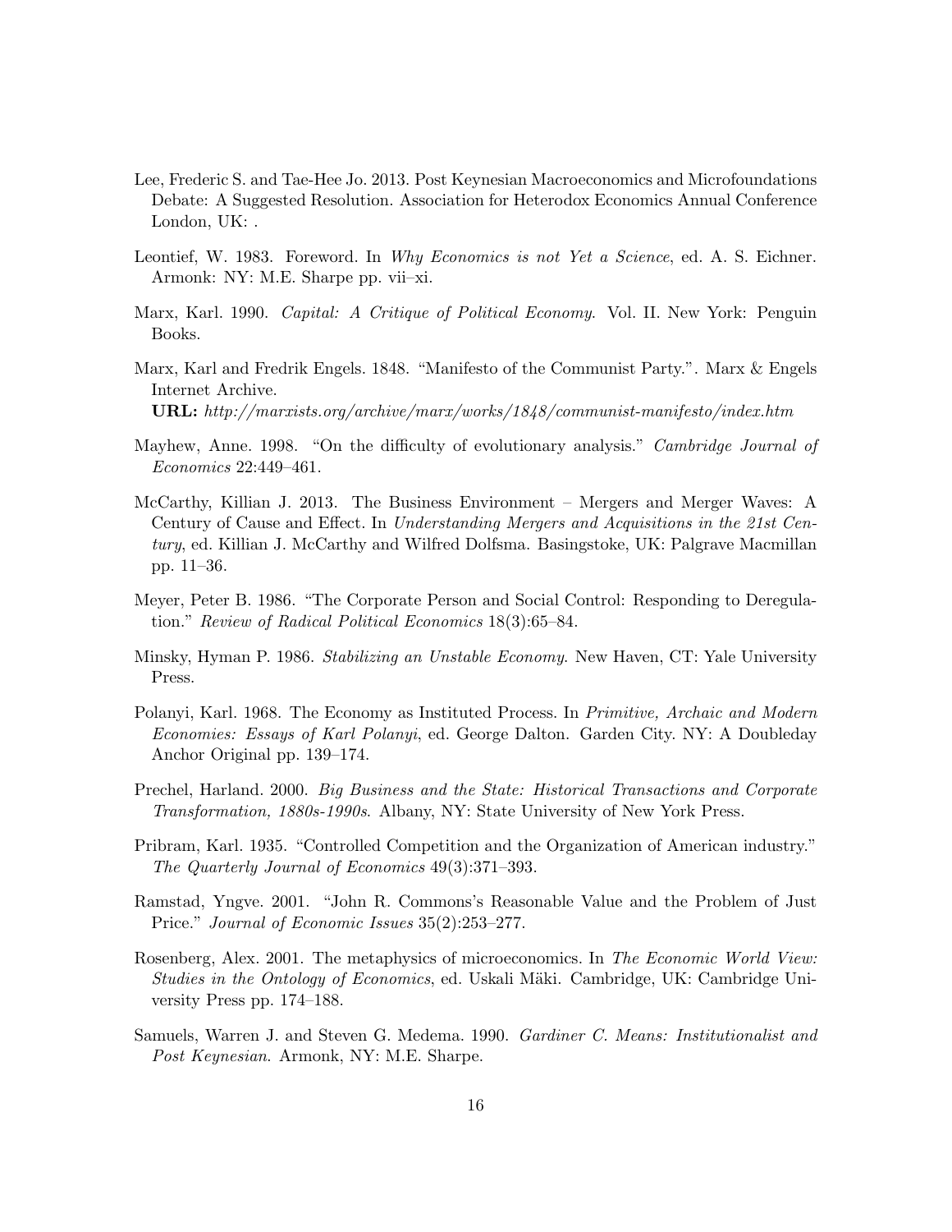Lee, Frederic S. and Tae-Hee Jo. 2013. Post Keynesian Macroeconomics and Microfoundations Debate: A Suggested Resolution. Association for Heterodox Economics Annual Conference London, UK: .

Leontief, W. 1983. Foreword. In *Why Economics is not Yet a Science*, ed. A. S. Eichner. Armonk: NY: M.E. Sharpe pp. vii–xi.

Marx, Karl. 1990. *Capital: A Critique of Political Economy.* Vol. II. New York: Penguin Books.

Marx, Karl and Fredrik Engels. 1848. "Manifesto of the Communist Party.". Marx & Engels Internet Archive.
**URL:** *http://marxists.org/archive/marx/works/1848/communist-manifesto/index.htm*

Mayhew, Anne. 1998. "On the difficulty of evolutionary analysis." *Cambridge Journal of Economics* 22:449–461.

McCarthy, Killian J. 2013. The Business Environment – Mergers and Merger Waves: A Century of Cause and Effect. In *Understanding Mergers and Acquisitions in the 21st Century*, ed. Killian J. McCarthy and Wilfred Dolfsma. Basingstoke, UK: Palgrave Macmillan pp. 11–36.

Meyer, Peter B. 1986. "The Corporate Person and Social Control: Responding to Deregulation." *Review of Radical Political Economics* 18(3):65–84.

Minsky, Hyman P. 1986. *Stabilizing an Unstable Economy.* New Haven, CT: Yale University Press.

Polanyi, Karl. 1968. The Economy as Instituted Process. In *Primitive, Archaic and Modern Economies: Essays of Karl Polanyi*, ed. George Dalton. Garden City. NY: A Doubleday Anchor Original pp. 139–174.

Prechel, Harland. 2000. *Big Business and the State: Historical Transactions and Corporate Transformation, 1880s-1990s.* Albany, NY: State University of New York Press.

Pribram, Karl. 1935. "Controlled Competition and the Organization of American industry." *The Quarterly Journal of Economics* 49(3):371–393.

Ramstad, Yngve. 2001. "John R. Commons's Reasonable Value and the Problem of Just Price." *Journal of Economic Issues* 35(2):253–277.

Rosenberg, Alex. 2001. The metaphysics of microeconomics. In *The Economic World View: Studies in the Ontology of Economics*, ed. Uskali Mäki. Cambridge, UK: Cambridge University Press pp. 174–188.

Samuels, Warren J. and Steven G. Medema. 1990. *Gardiner C. Means: Institutionalist and Post Keynesian.* Armonk, NY: M.E. Sharpe.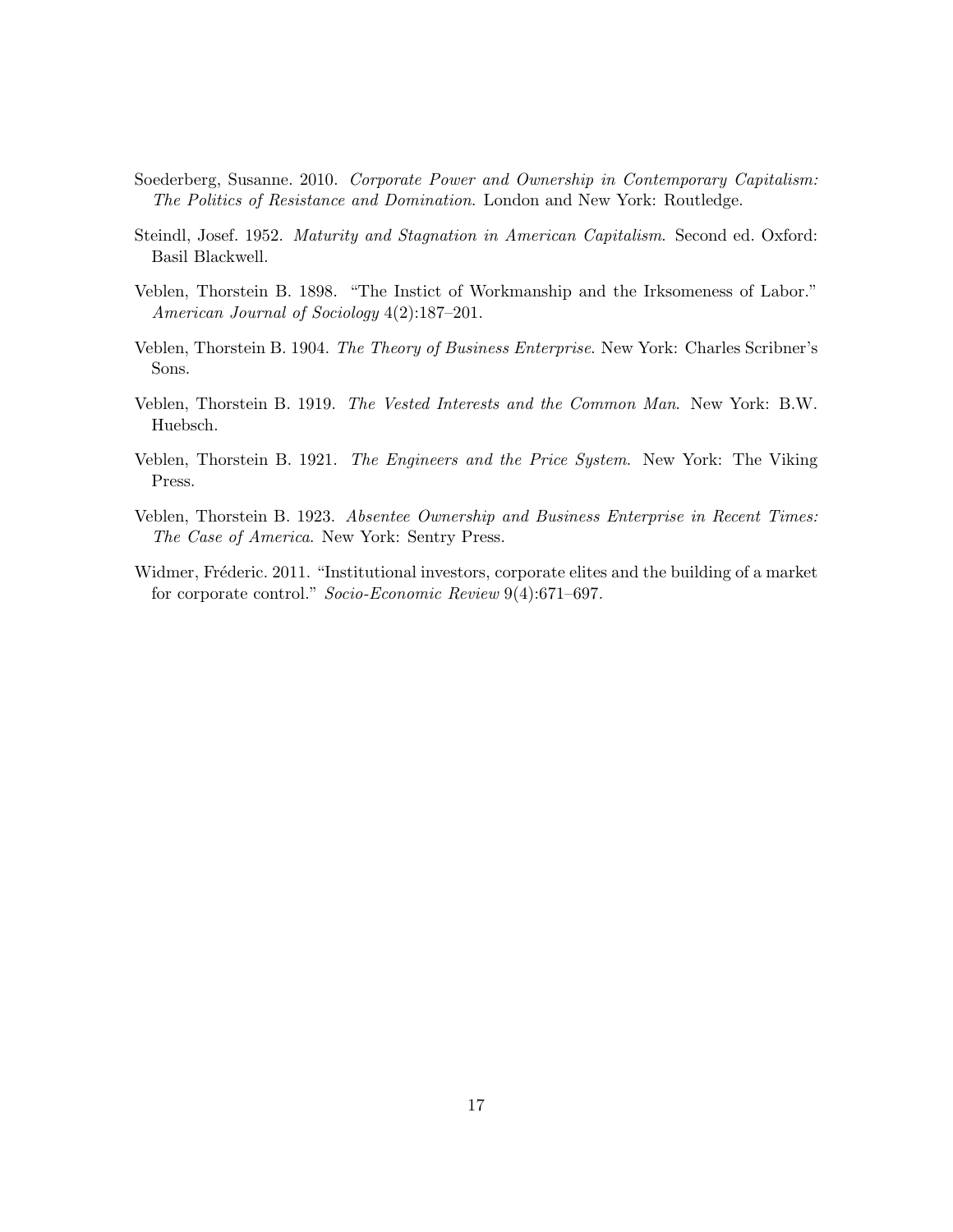Soederberg, Susanne. 2010. *Corporate Power and Ownership in Contemporary Capitalism: The Politics of Resistance and Domination*. London and New York: Routledge.

Steindl, Josef. 1952. *Maturity and Stagnation in American Capitalism*. Second ed. Oxford: Basil Blackwell.

Veblen, Thorstein B. 1898. "The Instict of Workmanship and the Irksomeness of Labor." *American Journal of Sociology* 4(2):187–201.

Veblen, Thorstein B. 1904. *The Theory of Business Enterprise*. New York: Charles Scribner's Sons.

Veblen, Thorstein B. 1919. *The Vested Interests and the Common Man*. New York: B.W. Huebsch.

Veblen, Thorstein B. 1921. *The Engineers and the Price System*. New York: The Viking Press.

Veblen, Thorstein B. 1923. *Absentee Ownership and Business Enterprise in Recent Times: The Case of America*. New York: Sentry Press.

Widmer, Fréderic. 2011. "Institutional investors, corporate elites and the building of a market for corporate control." *Socio-Economic Review* 9(4):671–697.